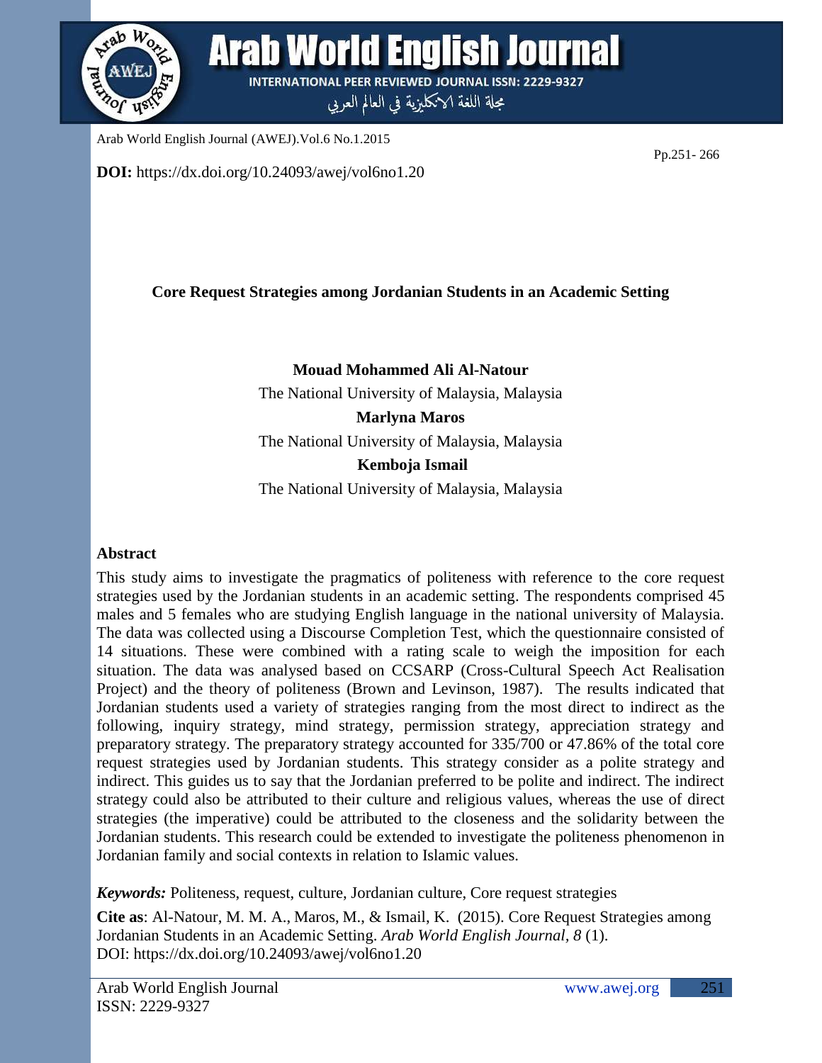Arab World English Journal (AWEJ).Vol.6 No.1.2015

Pp.251- 266

**DOI:** https://dx.doi.org/10.24093/awej/vol6no1.20

# Core Request Strategies among Jordanian Students in an Academic Setting

**Mouad Mohammed Ali Al-Natour**
The National University of Malaysia, Malaysia

**Marlyna Maros**
The National University of Malaysia, Malaysia

**Kemboja Ismail**
The National University of Malaysia, Malaysia

## Abstract

This study aims to investigate the pragmatics of politeness with reference to the core request strategies used by the Jordanian students in an academic setting. The respondents comprised 45 males and 5 females who are studying English language in the national university of Malaysia. The data was collected using a Discourse Completion Test, which the questionnaire consisted of 14 situations. These were combined with a rating scale to weigh the imposition for each situation. The data was analysed based on CCSARP (Cross-Cultural Speech Act Realisation Project) and the theory of politeness (Brown and Levinson, 1987). The results indicated that Jordanian students used a variety of strategies ranging from the most direct to indirect as the following, inquiry strategy, mind strategy, permission strategy, appreciation strategy and preparatory strategy. The preparatory strategy accounted for 335/700 or 47.86% of the total core request strategies used by Jordanian students. This strategy consider as a polite strategy and indirect. This guides us to say that the Jordanian preferred to be polite and indirect. The indirect strategy could also be attributed to their culture and religious values, whereas the use of direct strategies (the imperative) could be attributed to the closeness and the solidarity between the Jordanian students. This research could be extended to investigate the politeness phenomenon in Jordanian family and social contexts in relation to Islamic values.

***Keywords:*** Politeness, request, culture, Jordanian culture, Core request strategies

**Cite as**: Al-Natour, M. M. A., Maros, M., & Ismail, K. (2015). Core Request Strategies among Jordanian Students in an Academic Setting. *Arab World English Journal, 8* (1).
DOI: https://dx.doi.org/10.24093/awej/vol6no1.20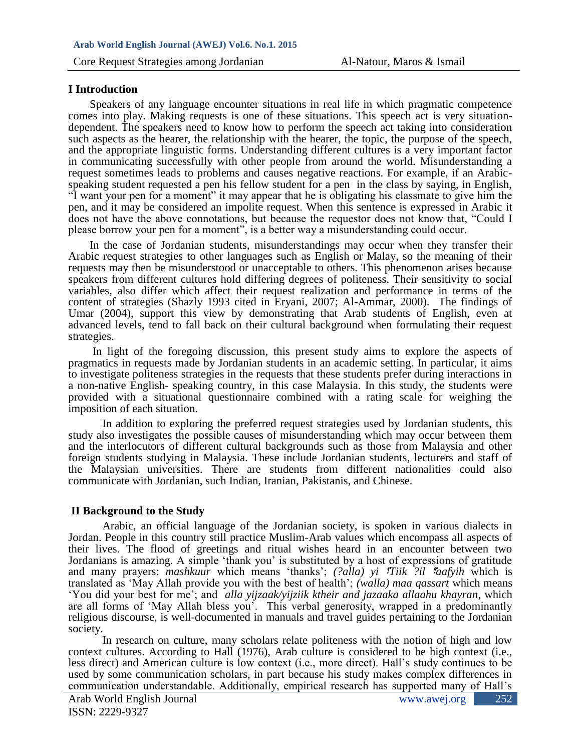## I Introduction

Speakers of any language encounter situations in real life in which pragmatic competence comes into play. Making requests is one of these situations. This speech act is very situation-dependent. The speakers need to know how to perform the speech act taking into consideration such aspects as the hearer, the relationship with the hearer, the topic, the purpose of the speech, and the appropriate linguistic forms. Understanding different cultures is a very important factor in communicating successfully with other people from around the world. Misunderstanding a request sometimes leads to problems and causes negative reactions. For example, if an Arabic-speaking student requested a pen his fellow student for a pen in the class by saying, in English, "I want your pen for a moment" it may appear that he is obligating his classmate to give him the pen, and it may be considered an impolite request. When this sentence is expressed in Arabic it does not have the above connotations, but because the requestor does not know that, "Could I please borrow your pen for a moment", is a better way a misunderstanding could occur.

In the case of Jordanian students, misunderstandings may occur when they transfer their Arabic request strategies to other languages such as English or Malay, so the meaning of their requests may then be misunderstood or unacceptable to others. This phenomenon arises because speakers from different cultures hold differing degrees of politeness. Their sensitivity to social variables, also differ which affect their request realization and performance in terms of the content of strategies (Shazly 1993 cited in Eryani, 2007; Al-Ammar, 2000). The findings of Umar (2004), support this view by demonstrating that Arab students of English, even at advanced levels, tend to fall back on their cultural background when formulating their request strategies.

In light of the foregoing discussion, this present study aims to explore the aspects of pragmatics in requests made by Jordanian students in an academic setting. In particular, it aims to investigate politeness strategies in the requests that these students prefer during interactions in a non-native English- speaking country, in this case Malaysia. In this study, the students were provided with a situational questionnaire combined with a rating scale for weighing the imposition of each situation.

In addition to exploring the preferred request strategies used by Jordanian students, this study also investigates the possible causes of misunderstanding which may occur between them and the interlocutors of different cultural backgrounds such as those from Malaysia and other foreign students studying in Malaysia. These include Jordanian students, lecturers and staff of the Malaysian universities. There are students from different nationalities could also communicate with Jordanian, such Indian, Iranian, Pakistanis, and Chinese.

## II Background to the Study

Arabic, an official language of the Jordanian society, is spoken in various dialects in Jordan. People in this country still practice Muslim-Arab values which encompass all aspects of their lives. The flood of greetings and ritual wishes heard in an encounter between two Jordanians is amazing. A simple 'thank you' is substituted by a host of expressions of gratitude and many prayers: *mashkuur* which means 'thanks'; *(?alla) yi ʕTiik ?il ʕaafyih* which is translated as 'May Allah provide you with the best of health'; *(walla) maa qassart* which means 'You did your best for me'; and *alla yijzaak/yijziik ktheir and jazaaka allaahu khayran*, which are all forms of 'May Allah bless you'. This verbal generosity, wrapped in a predominantly religious discourse, is well-documented in manuals and travel guides pertaining to the Jordanian society.

In research on culture, many scholars relate politeness with the notion of high and low context cultures. According to Hall (1976), Arab culture is considered to be high context (i.e., less direct) and American culture is low context (i.e., more direct). Hall's study continues to be used by some communication scholars, in part because his study makes complex differences in communication understandable. Additionally, empirical research has supported many of Hall's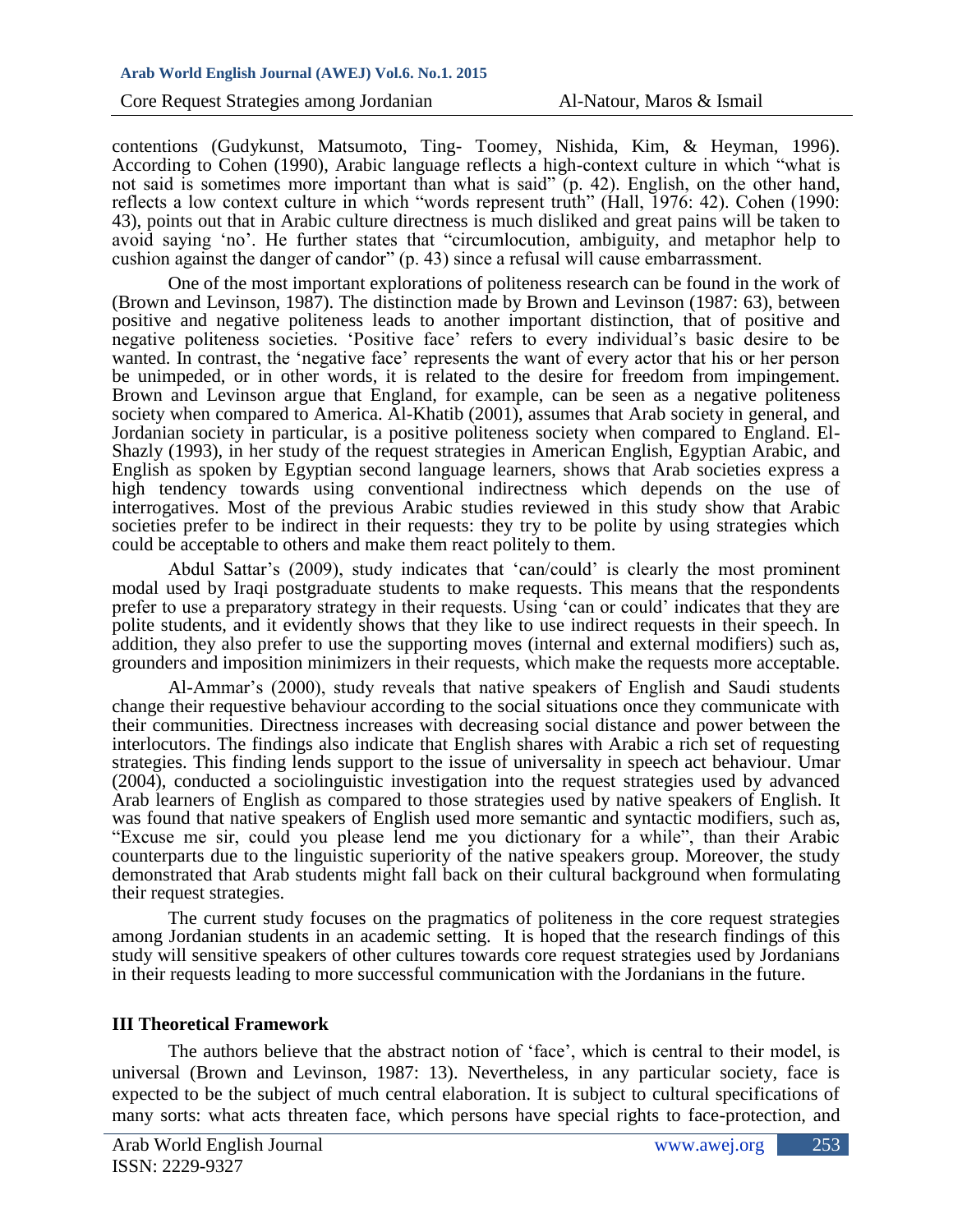contentions (Gudykunst, Matsumoto, Ting- Toomey, Nishida, Kim, & Heyman, 1996). According to Cohen (1990), Arabic language reflects a high-context culture in which "what is not said is sometimes more important than what is said" (p. 42). English, on the other hand, reflects a low context culture in which "words represent truth" (Hall, 1976: 42). Cohen (1990: 43), points out that in Arabic culture directness is much disliked and great pains will be taken to avoid saying 'no'. He further states that "circumlocution, ambiguity, and metaphor help to cushion against the danger of candor" (p. 43) since a refusal will cause embarrassment.

One of the most important explorations of politeness research can be found in the work of (Brown and Levinson, 1987). The distinction made by Brown and Levinson (1987: 63), between positive and negative politeness leads to another important distinction, that of positive and negative politeness societies. 'Positive face' refers to every individual's basic desire to be wanted. In contrast, the 'negative face' represents the want of every actor that his or her person be unimpeded, or in other words, it is related to the desire for freedom from impingement. Brown and Levinson argue that England, for example, can be seen as a negative politeness society when compared to America. Al-Khatib (2001), assumes that Arab society in general, and Jordanian society in particular, is a positive politeness society when compared to England. El-Shazly (1993), in her study of the request strategies in American English, Egyptian Arabic, and English as spoken by Egyptian second language learners, shows that Arab societies express a high tendency towards using conventional indirectness which depends on the use of interrogatives. Most of the previous Arabic studies reviewed in this study show that Arabic societies prefer to be indirect in their requests: they try to be polite by using strategies which could be acceptable to others and make them react politely to them.

Abdul Sattar's (2009), study indicates that 'can/could' is clearly the most prominent modal used by Iraqi postgraduate students to make requests. This means that the respondents prefer to use a preparatory strategy in their requests. Using 'can or could' indicates that they are polite students, and it evidently shows that they like to use indirect requests in their speech. In addition, they also prefer to use the supporting moves (internal and external modifiers) such as, grounders and imposition minimizers in their requests, which make the requests more acceptable.

Al-Ammar's (2000), study reveals that native speakers of English and Saudi students change their requestive behaviour according to the social situations once they communicate with their communities. Directness increases with decreasing social distance and power between the interlocutors. The findings also indicate that English shares with Arabic a rich set of requesting strategies. This finding lends support to the issue of universality in speech act behaviour. Umar (2004), conducted a sociolinguistic investigation into the request strategies used by advanced Arab learners of English as compared to those strategies used by native speakers of English. It was found that native speakers of English used more semantic and syntactic modifiers, such as, "Excuse me sir, could you please lend me you dictionary for a while", than their Arabic counterparts due to the linguistic superiority of the native speakers group. Moreover, the study demonstrated that Arab students might fall back on their cultural background when formulating their request strategies.

The current study focuses on the pragmatics of politeness in the core request strategies among Jordanian students in an academic setting. It is hoped that the research findings of this study will sensitive speakers of other cultures towards core request strategies used by Jordanians in their requests leading to more successful communication with the Jordanians in the future.

## III Theoretical Framework

The authors believe that the abstract notion of 'face', which is central to their model, is universal (Brown and Levinson, 1987: 13). Nevertheless, in any particular society, face is expected to be the subject of much central elaboration. It is subject to cultural specifications of many sorts: what acts threaten face, which persons have special rights to face-protection, and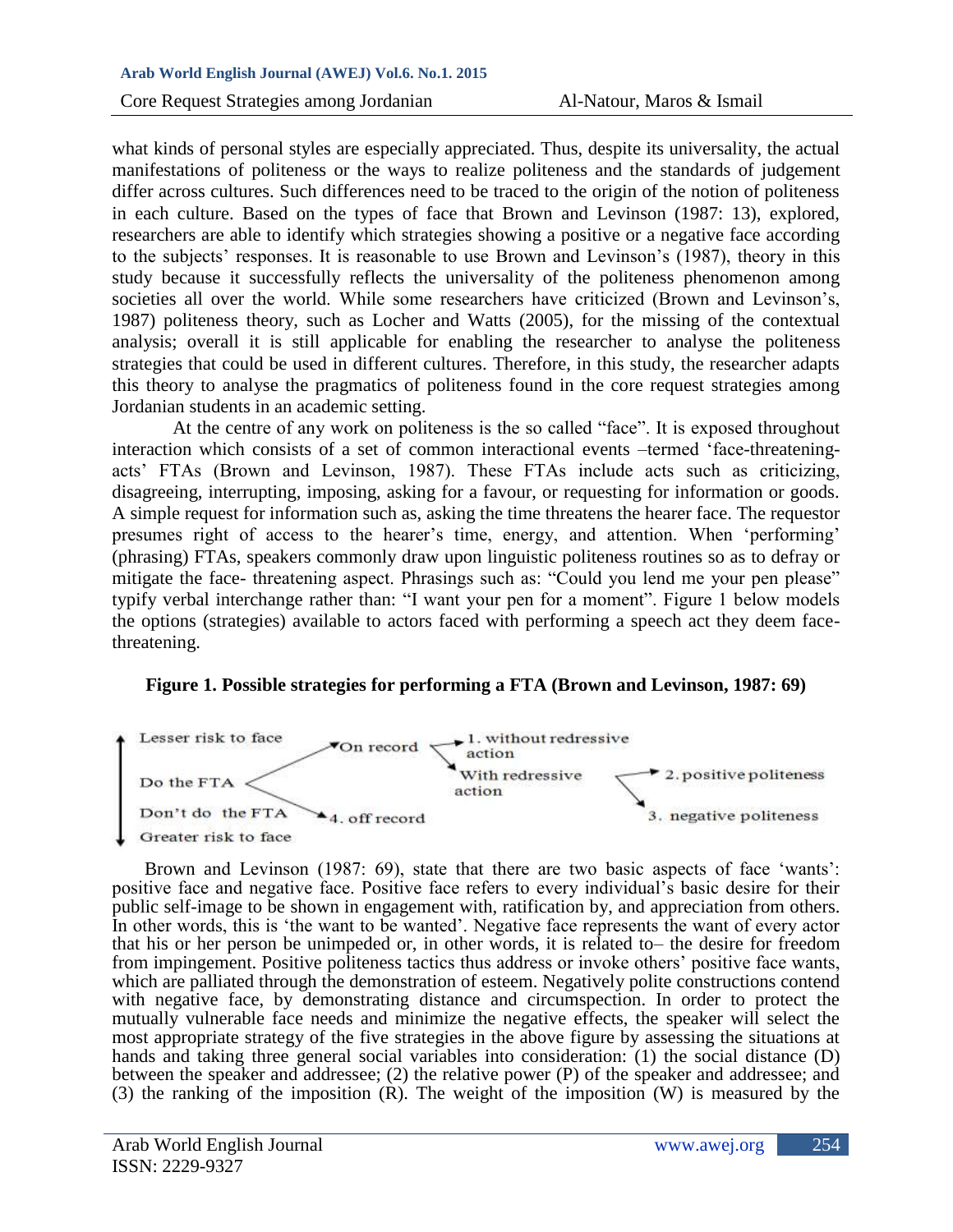what kinds of personal styles are especially appreciated. Thus, despite its universality, the actual manifestations of politeness or the ways to realize politeness and the standards of judgement differ across cultures. Such differences need to be traced to the origin of the notion of politeness in each culture. Based on the types of face that Brown and Levinson (1987: 13), explored, researchers are able to identify which strategies showing a positive or a negative face according to the subjects' responses. It is reasonable to use Brown and Levinson's (1987), theory in this study because it successfully reflects the universality of the politeness phenomenon among societies all over the world. While some researchers have criticized (Brown and Levinson's, 1987) politeness theory, such as Locher and Watts (2005), for the missing of the contextual analysis; overall it is still applicable for enabling the researcher to analyse the politeness strategies that could be used in different cultures. Therefore, in this study, the researcher adapts this theory to analyse the pragmatics of politeness found in the core request strategies among Jordanian students in an academic setting.

At the centre of any work on politeness is the so called "face". It is exposed throughout interaction which consists of a set of common interactional events –termed 'face-threatening-acts' FTAs (Brown and Levinson, 1987). These FTAs include acts such as criticizing, disagreeing, interrupting, imposing, asking for a favour, or requesting for information or goods. A simple request for information such as, asking the time threatens the hearer face. The requestor presumes right of access to the hearer's time, energy, and attention. When 'performing' (phrasing) FTAs, speakers commonly draw upon linguistic politeness routines so as to defray or mitigate the face- threatening aspect. Phrasings such as: "Could you lend me your pen please" typify verbal interchange rather than: "I want your pen for a moment". Figure 1 below models the options (strategies) available to actors faced with performing a speech act they deem face-threatening.

**Figure 1. Possible strategies for performing a FTA (Brown and Levinson, 1987: 69)**

```
Lesser risk to face
                         On record  —— 1. without redressive action
Do the FTA                          —— With redressive action —— 2. positive politeness
                                                              —— 3. negative politeness
Don't do the FTA         4. off record
Greater risk to face
```

Brown and Levinson (1987: 69), state that there are two basic aspects of face 'wants': positive face and negative face. Positive face refers to every individual's basic desire for their public self-image to be shown in engagement with, ratification by, and appreciation from others. In other words, this is 'the want to be wanted'. Negative face represents the want of every actor that his or her person be unimpeded or, in other words, it is related to– the desire for freedom from impingement. Positive politeness tactics thus address or invoke others' positive face wants, which are palliated through the demonstration of esteem. Negatively polite constructions contend with negative face, by demonstrating distance and circumspection. In order to protect the mutually vulnerable face needs and minimize the negative effects, the speaker will select the most appropriate strategy of the five strategies in the above figure by assessing the situations at hands and taking three general social variables into consideration: (1) the social distance (D) between the speaker and addressee; (2) the relative power (P) of the speaker and addressee; and (3) the ranking of the imposition (R). The weight of the imposition (W) is measured by the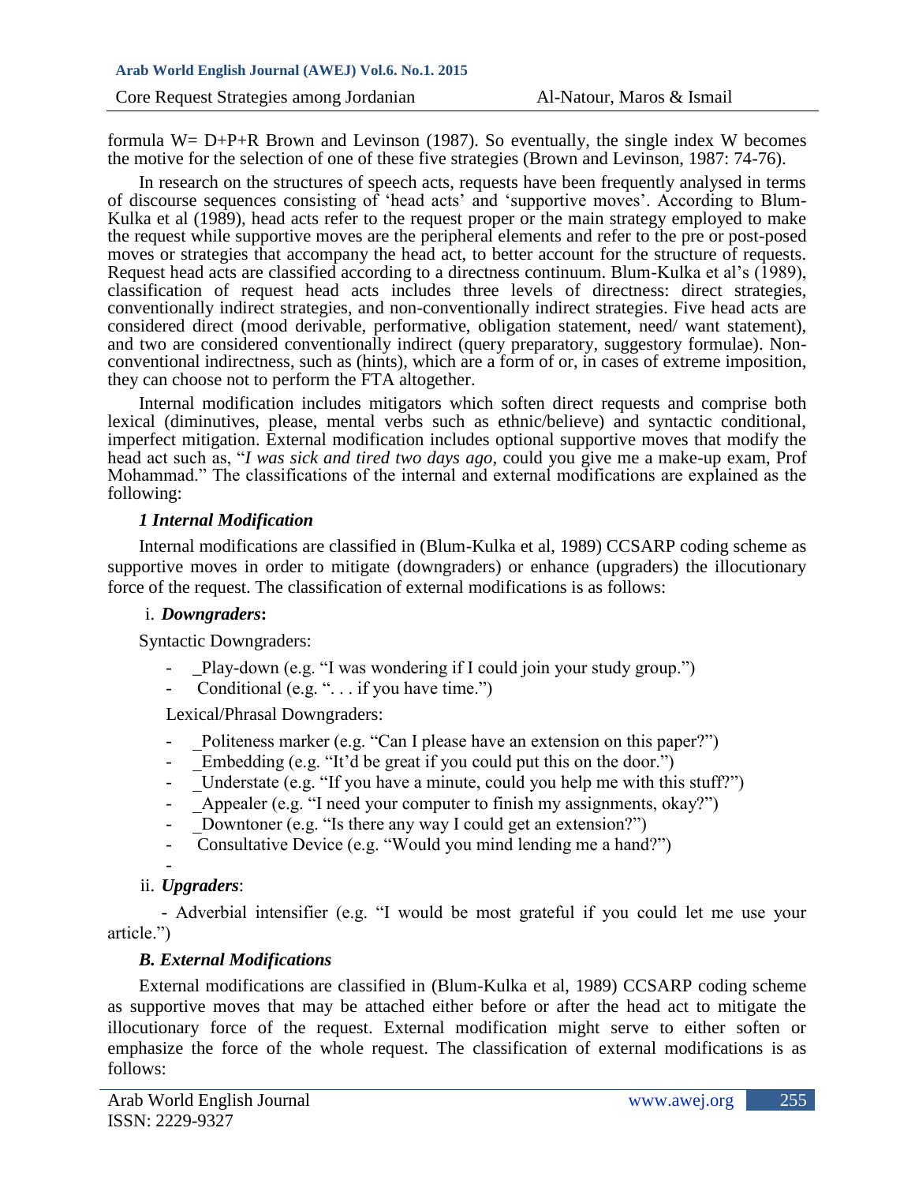formula W= D+P+R Brown and Levinson (1987). So eventually, the single index W becomes the motive for the selection of one of these five strategies (Brown and Levinson, 1987: 74-76).

In research on the structures of speech acts, requests have been frequently analysed in terms of discourse sequences consisting of 'head acts' and 'supportive moves'. According to Blum-Kulka et al (1989), head acts refer to the request proper or the main strategy employed to make the request while supportive moves are the peripheral elements and refer to the pre or post-posed moves or strategies that accompany the head act, to better account for the structure of requests. Request head acts are classified according to a directness continuum. Blum-Kulka et al's (1989), classification of request head acts includes three levels of directness: direct strategies, conventionally indirect strategies, and non-conventionally indirect strategies. Five head acts are considered direct (mood derivable, performative, obligation statement, need/ want statement), and two are considered conventionally indirect (query preparatory, suggestory formulae). Non-conventional indirectness, such as (hints), which are a form of or, in cases of extreme imposition, they can choose not to perform the FTA altogether.

Internal modification includes mitigators which soften direct requests and comprise both lexical (diminutives, please, mental verbs such as ethnic/believe) and syntactic conditional, imperfect mitigation. External modification includes optional supportive moves that modify the head act such as, "*I was sick and tired two days ago,* could you give me a make-up exam, Prof Mohammad." The classifications of the internal and external modifications are explained as the following:

### *1 Internal Modification*

Internal modifications are classified in (Blum-Kulka et al, 1989) CCSARP coding scheme as supportive moves in order to mitigate (downgraders) or enhance (upgraders) the illocutionary force of the request. The classification of external modifications is as follows:

i. ***Downgraders*:**

Syntactic Downgraders:

- _Play-down (e.g. "I was wondering if I could join your study group.")
- Conditional (e.g. ". . . if you have time.")

Lexical/Phrasal Downgraders:

- _Politeness marker (e.g. "Can I please have an extension on this paper?")
- _Embedding (e.g. "It'd be great if you could put this on the door.")
- _Understate (e.g. "If you have a minute, could you help me with this stuff?")
- _Appealer (e.g. "I need your computer to finish my assignments, okay?")
- _Downtoner (e.g. "Is there any way I could get an extension?")
- Consultative Device (e.g. "Would you mind lending me a hand?")
-

ii. ***Upgraders***:

- Adverbial intensifier (e.g. "I would be most grateful if you could let me use your article.")

### *B. External Modifications*

External modifications are classified in (Blum-Kulka et al, 1989) CCSARP coding scheme as supportive moves that may be attached either before or after the head act to mitigate the illocutionary force of the request. External modification might serve to either soften or emphasize the force of the whole request. The classification of external modifications is as follows: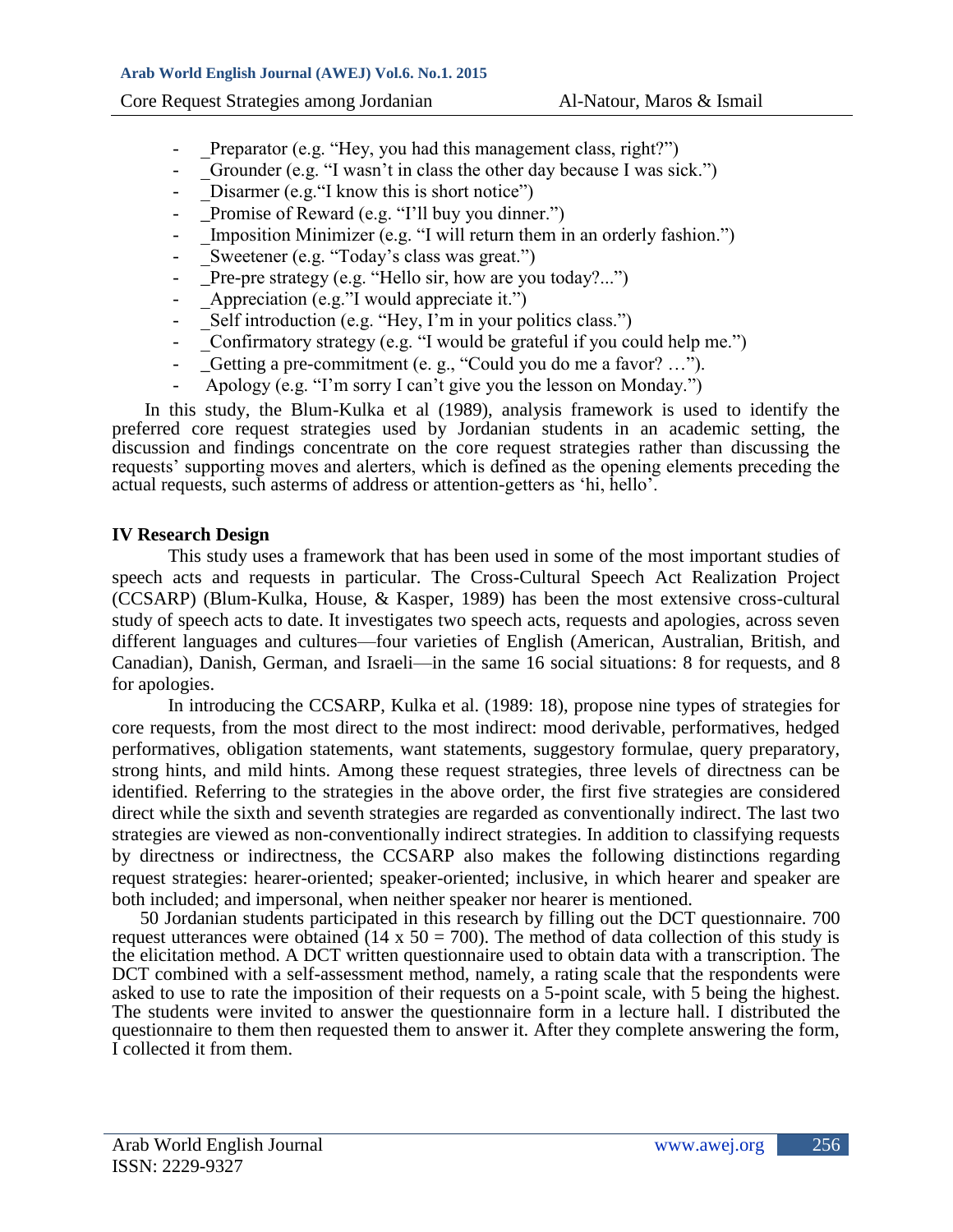- _Preparator (e.g. “Hey, you had this management class, right?”)
- _Grounder (e.g. “I wasn’t in class the other day because I was sick.”)
- _Disarmer (e.g.“I know this is short notice”)
- _Promise of Reward (e.g. “I’ll buy you dinner.”)
- _Imposition Minimizer (e.g. “I will return them in an orderly fashion.”)
- _Sweetener (e.g. “Today’s class was great.”)
- _Pre-pre strategy (e.g. “Hello sir, how are you today?...”)
- _Appreciation (e.g.”I would appreciate it.”)
- _Self introduction (e.g. “Hey, I’m in your politics class.”)
- _Confirmatory strategy (e.g. “I would be grateful if you could help me.”)
- _Getting a pre-commitment (e. g., “Could you do me a favor? …”).
- Apology (e.g. “I’m sorry I can’t give you the lesson on Monday.”)

In this study, the Blum-Kulka et al (1989), analysis framework is used to identify the preferred core request strategies used by Jordanian students in an academic setting, the discussion and findings concentrate on the core request strategies rather than discussing the requests’ supporting moves and alerters, which is defined as the opening elements preceding the actual requests, such asterms of address or attention-getters as ‘hi, hello’.

## IV Research Design

This study uses a framework that has been used in some of the most important studies of speech acts and requests in particular. The Cross-Cultural Speech Act Realization Project (CCSARP) (Blum-Kulka, House, & Kasper, 1989) has been the most extensive cross-cultural study of speech acts to date. It investigates two speech acts, requests and apologies, across seven different languages and cultures—four varieties of English (American, Australian, British, and Canadian), Danish, German, and Israeli—in the same 16 social situations: 8 for requests, and 8 for apologies.

In introducing the CCSARP, Kulka et al. (1989: 18), propose nine types of strategies for core requests, from the most direct to the most indirect: mood derivable, performatives, hedged performatives, obligation statements, want statements, suggestory formulae, query preparatory, strong hints, and mild hints. Among these request strategies, three levels of directness can be identified. Referring to the strategies in the above order, the first five strategies are considered direct while the sixth and seventh strategies are regarded as conventionally indirect. The last two strategies are viewed as non-conventionally indirect strategies. In addition to classifying requests by directness or indirectness, the CCSARP also makes the following distinctions regarding request strategies: hearer-oriented; speaker-oriented; inclusive, in which hearer and speaker are both included; and impersonal, when neither speaker nor hearer is mentioned.

50 Jordanian students participated in this research by filling out the DCT questionnaire. 700 request utterances were obtained (14 x 50 = 700). The method of data collection of this study is the elicitation method. A DCT written questionnaire used to obtain data with a transcription. The DCT combined with a self-assessment method, namely, a rating scale that the respondents were asked to use to rate the imposition of their requests on a 5-point scale, with 5 being the highest. The students were invited to answer the questionnaire form in a lecture hall. I distributed the questionnaire to them then requested them to answer it. After they complete answering the form, I collected it from them.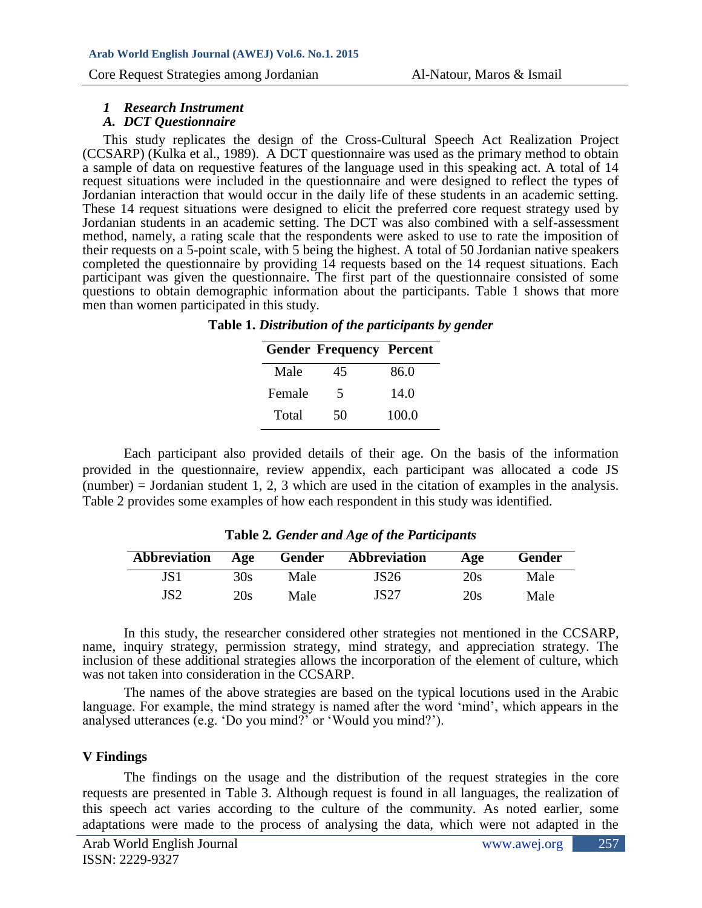### *1 Research Instrument*

### *A. DCT Questionnaire*

This study replicates the design of the Cross-Cultural Speech Act Realization Project (CCSARP) (Kulka et al., 1989). A DCT questionnaire was used as the primary method to obtain a sample of data on requestive features of the language used in this speaking act. A total of 14 request situations were included in the questionnaire and were designed to reflect the types of Jordanian interaction that would occur in the daily life of these students in an academic setting. These 14 request situations were designed to elicit the preferred core request strategy used by Jordanian students in an academic setting. The DCT was also combined with a self-assessment method, namely, a rating scale that the respondents were asked to use to rate the imposition of their requests on a 5-point scale, with 5 being the highest. A total of 50 Jordanian native speakers completed the questionnaire by providing 14 requests based on the 14 request situations. Each participant was given the questionnaire. The first part of the questionnaire consisted of some questions to obtain demographic information about the participants. Table 1 shows that more men than women participated in this study.

**Table 1.** ***Distribution of the participants by gender***

| Gender | Frequency | Percent |
|---|---|---|
| Male | 45 | 86.0 |
| Female | 5 | 14.0 |
| Total | 50 | 100.0 |

Each participant also provided details of their age. On the basis of the information provided in the questionnaire, review appendix, each participant was allocated a code JS (number) = Jordanian student 1, 2, 3 which are used in the citation of examples in the analysis. Table 2 provides some examples of how each respondent in this study was identified.

**Table 2.** ***Gender and Age of the Participants***

| Abbreviation | Age | Gender | Abbreviation | Age | Gender |
|---|---|---|---|---|---|
| JS1 | 30s | Male | JS26 | 20s | Male |
| JS2 | 20s | Male | JS27 | 20s | Male |

In this study, the researcher considered other strategies not mentioned in the CCSARP, name, inquiry strategy, permission strategy, mind strategy, and appreciation strategy. The inclusion of these additional strategies allows the incorporation of the element of culture, which was not taken into consideration in the CCSARP.

The names of the above strategies are based on the typical locutions used in the Arabic language. For example, the mind strategy is named after the word 'mind', which appears in the analysed utterances (e.g. 'Do you mind?' or 'Would you mind?').

## V Findings

The findings on the usage and the distribution of the request strategies in the core requests are presented in Table 3. Although request is found in all languages, the realization of this speech act varies according to the culture of the community. As noted earlier, some adaptations were made to the process of analysing the data, which were not adapted in the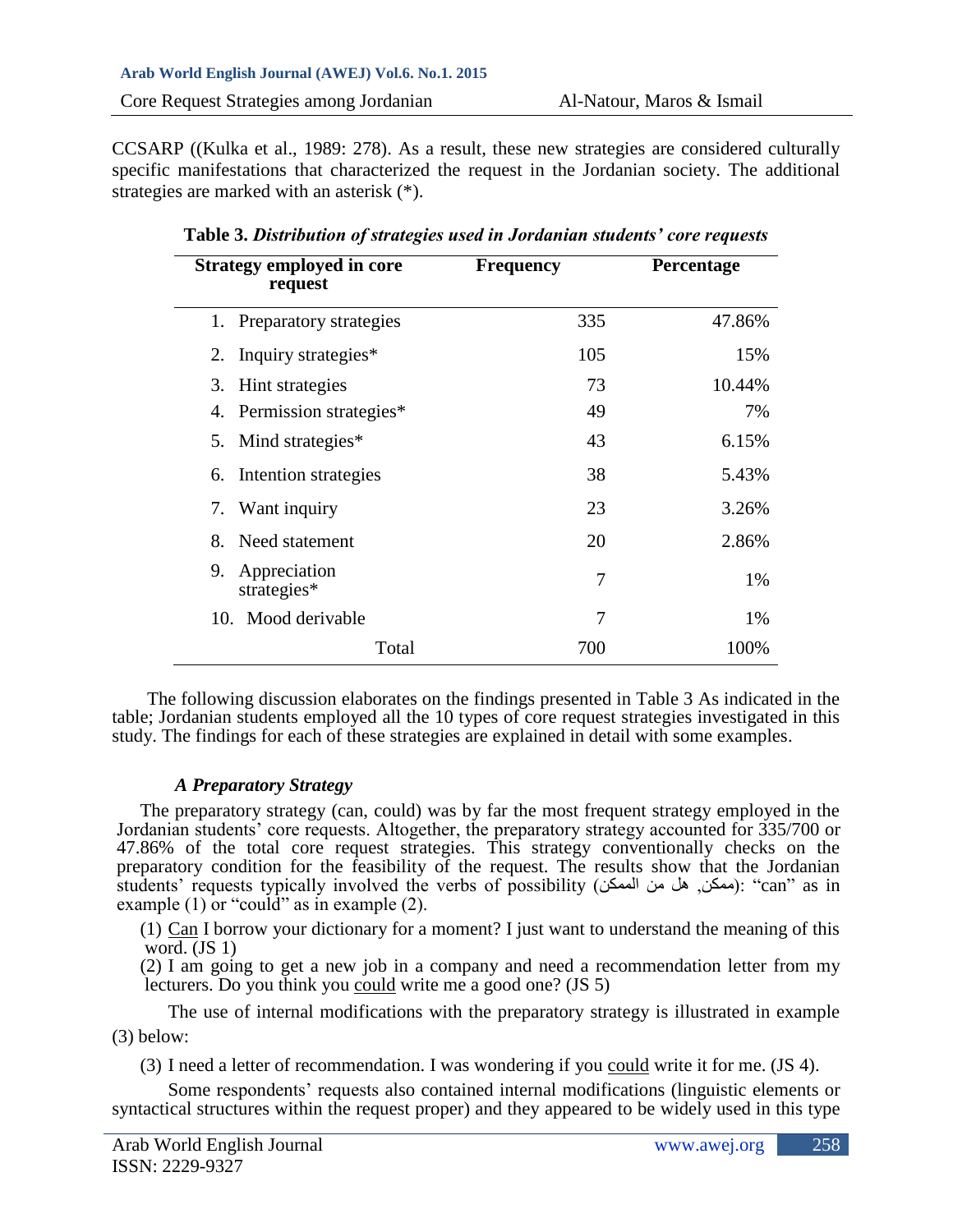CCSARP ((Kulka et al., 1989: 278). As a result, these new strategies are considered culturally specific manifestations that characterized the request in the Jordanian society. The additional strategies are marked with an asterisk (*).

**Table 3.** ***Distribution of strategies used in Jordanian students' core requests***

| Strategy employed in core request | Frequency | Percentage |
|---|---|---|
| 1. Preparatory strategies | 335 | 47.86% |
| 2. Inquiry strategies* | 105 | 15% |
| 3. Hint strategies | 73 | 10.44% |
| 4. Permission strategies* | 49 | 7% |
| 5. Mind strategies* | 43 | 6.15% |
| 6. Intention strategies | 38 | 5.43% |
| 7. Want inquiry | 23 | 3.26% |
| 8. Need statement | 20 | 2.86% |
| 9. Appreciation strategies* | 7 | 1% |
| 10. Mood derivable | 7 | 1% |
| Total | 700 | 100% |

The following discussion elaborates on the findings presented in Table 3 As indicated in the table; Jordanian students employed all the 10 types of core request strategies investigated in this study. The findings for each of these strategies are explained in detail with some examples.

***A Preparatory Strategy***

The preparatory strategy (can, could) was by far the most frequent strategy employed in the Jordanian students' core requests. Altogether, the preparatory strategy accounted for 335/700 or 47.86% of the total core request strategies. This strategy conventionally checks on the preparatory condition for the feasibility of the request. The results show that the Jordanian students' requests typically involved the verbs of possibility (ممكن, هل من الممكن): "can" as in example (1) or "could" as in example (2).

(1) Can I borrow your dictionary for a moment? I just want to understand the meaning of this word. (JS 1)

(2) I am going to get a new job in a company and need a recommendation letter from my lecturers. Do you think you could write me a good one? (JS 5)

The use of internal modifications with the preparatory strategy is illustrated in example (3) below:

(3) I need a letter of recommendation. I was wondering if you could write it for me. (JS 4).

Some respondents' requests also contained internal modifications (linguistic elements or syntactical structures within the request proper) and they appeared to be widely used in this type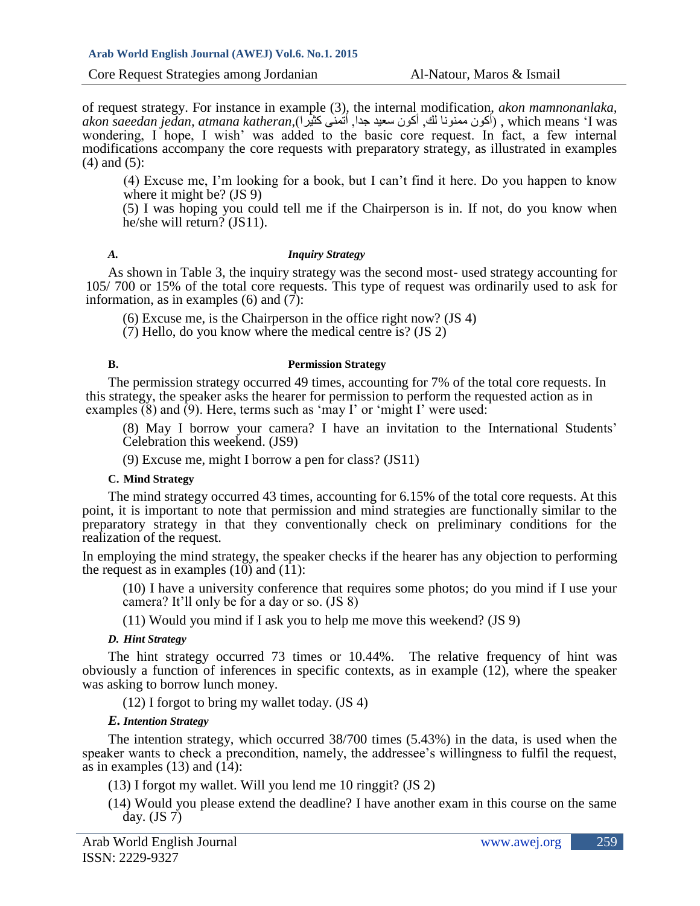of request strategy. For instance in example (3), the internal modification, *akon mamnonanlaka, akon saeedan jedan, atmana katheran*,(أكون ممنونا لك, أكون سعيد جدا, أتمنى كثيرا) , which means 'I was wondering, I hope, I wish' was added to the basic core request. In fact, a few internal modifications accompany the core requests with preparatory strategy, as illustrated in examples (4) and (5):

(4) Excuse me, I'm looking for a book, but I can't find it here. Do you happen to know where it might be? (JS 9)

(5) I was hoping you could tell me if the Chairperson is in. If not, do you know when he/she will return? (JS11).

### *A. Inquiry Strategy*

As shown in Table 3, the inquiry strategy was the second most- used strategy accounting for 105/ 700 or 15% of the total core requests. This type of request was ordinarily used to ask for information, as in examples (6) and (7):

(6) Excuse me, is the Chairperson in the office right now? (JS 4)

(7) Hello, do you know where the medical centre is? (JS 2)

### **B. Permission Strategy**

The permission strategy occurred 49 times, accounting for 7% of the total core requests. In this strategy, the speaker asks the hearer for permission to perform the requested action as in examples (8) and (9). Here, terms such as 'may I' or 'might I' were used:

(8) May I borrow your camera? I have an invitation to the International Students' Celebration this weekend. (JS9)

(9) Excuse me, might I borrow a pen for class? (JS11)

### **C. Mind Strategy**

The mind strategy occurred 43 times, accounting for 6.15% of the total core requests. At this point, it is important to note that permission and mind strategies are functionally similar to the preparatory strategy in that they conventionally check on preliminary conditions for the realization of the request.

In employing the mind strategy, the speaker checks if the hearer has any objection to performing the request as in examples (10) and (11):

(10) I have a university conference that requires some photos; do you mind if I use your camera? It'll only be for a day or so. (JS 8)

(11) Would you mind if I ask you to help me move this weekend? (JS 9)

### *D. Hint Strategy*

The hint strategy occurred 73 times or 10.44%. The relative frequency of hint was obviously a function of inferences in specific contexts, as in example (12), where the speaker was asking to borrow lunch money.

(12) I forgot to bring my wallet today. (JS 4)

### *E. Intention Strategy*

The intention strategy, which occurred 38/700 times (5.43%) in the data, is used when the speaker wants to check a precondition, namely, the addressee's willingness to fulfil the request, as in examples (13) and (14):

(13) I forgot my wallet. Will you lend me 10 ringgit? (JS 2)

(14) Would you please extend the deadline? I have another exam in this course on the same day. (JS 7)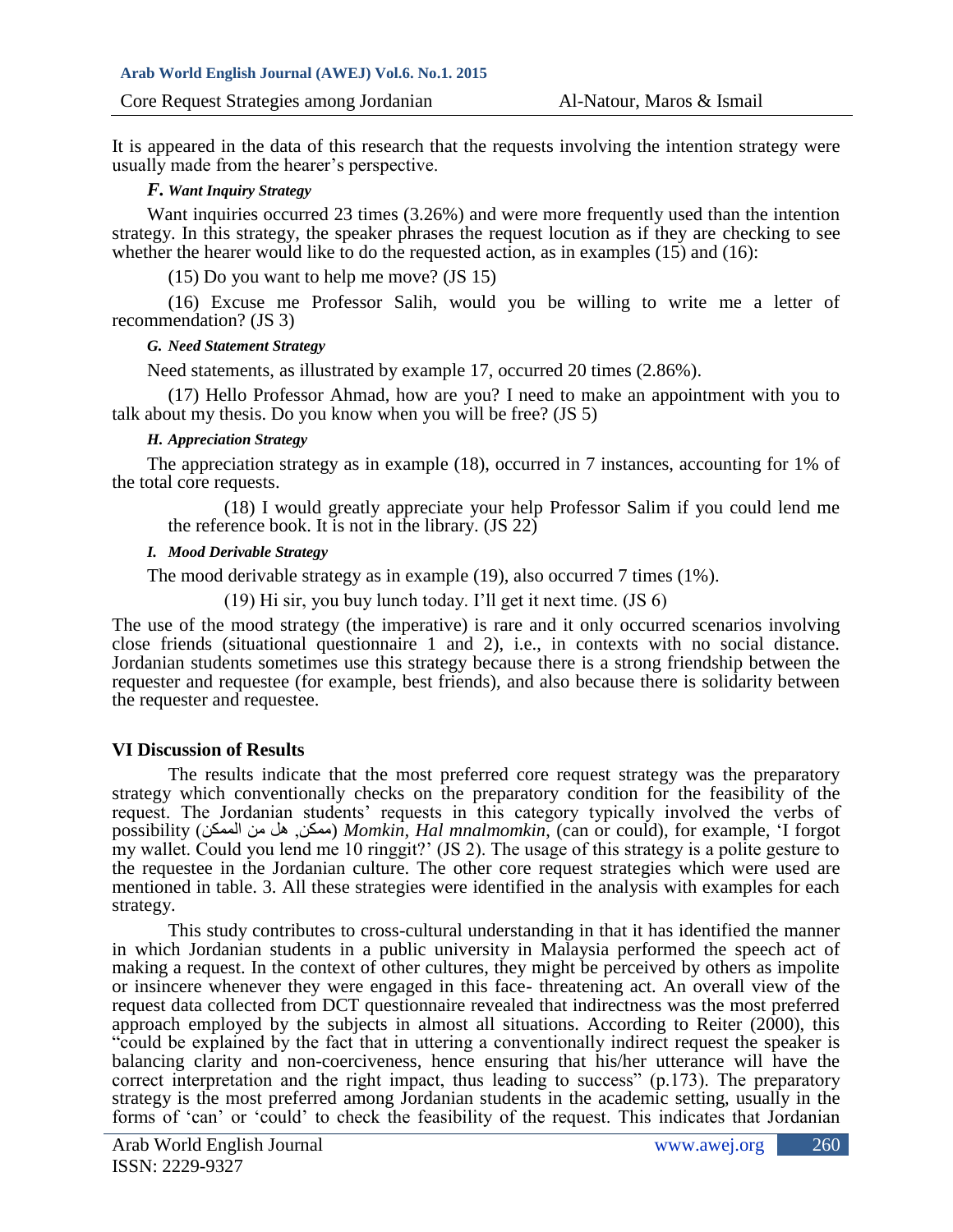It is appeared in the data of this research that the requests involving the intention strategy were usually made from the hearer's perspective.

### *F. Want Inquiry Strategy*

Want inquiries occurred 23 times (3.26%) and were more frequently used than the intention strategy. In this strategy, the speaker phrases the request locution as if they are checking to see whether the hearer would like to do the requested action, as in examples (15) and (16):

(15) Do you want to help me move? (JS 15)

(16) Excuse me Professor Salih, would you be willing to write me a letter of recommendation? (JS 3)

### *G. Need Statement Strategy*

Need statements, as illustrated by example 17, occurred 20 times (2.86%).

(17) Hello Professor Ahmad, how are you? I need to make an appointment with you to talk about my thesis. Do you know when you will be free? (JS 5)

### *H. Appreciation Strategy*

The appreciation strategy as in example (18), occurred in 7 instances, accounting for 1% of the total core requests.

(18) I would greatly appreciate your help Professor Salim if you could lend me the reference book. It is not in the library. (JS 22)

### *I. Mood Derivable Strategy*

The mood derivable strategy as in example (19), also occurred 7 times (1%).

(19) Hi sir, you buy lunch today. I'll get it next time. (JS 6)

The use of the mood strategy (the imperative) is rare and it only occurred scenarios involving close friends (situational questionnaire 1 and 2), i.e., in contexts with no social distance. Jordanian students sometimes use this strategy because there is a strong friendship between the requester and requestee (for example, best friends), and also because there is solidarity between the requester and requestee.

## VI Discussion of Results

The results indicate that the most preferred core request strategy was the preparatory strategy which conventionally checks on the preparatory condition for the feasibility of the request. The Jordanian students' requests in this category typically involved the verbs of possibility (ممكن, هل من الممكن) *Momkin, Hal mnalmomkin*, (can or could), for example, 'I forgot my wallet. Could you lend me 10 ringgit?' (JS 2). The usage of this strategy is a polite gesture to the requestee in the Jordanian culture. The other core request strategies which were used are mentioned in table. 3. All these strategies were identified in the analysis with examples for each strategy.

This study contributes to cross-cultural understanding in that it has identified the manner in which Jordanian students in a public university in Malaysia performed the speech act of making a request. In the context of other cultures, they might be perceived by others as impolite or insincere whenever they were engaged in this face- threatening act. An overall view of the request data collected from DCT questionnaire revealed that indirectness was the most preferred approach employed by the subjects in almost all situations. According to Reiter (2000), this "could be explained by the fact that in uttering a conventionally indirect request the speaker is balancing clarity and non-coerciveness, hence ensuring that his/her utterance will have the correct interpretation and the right impact, thus leading to success" (p.173). The preparatory strategy is the most preferred among Jordanian students in the academic setting, usually in the forms of 'can' or 'could' to check the feasibility of the request. This indicates that Jordanian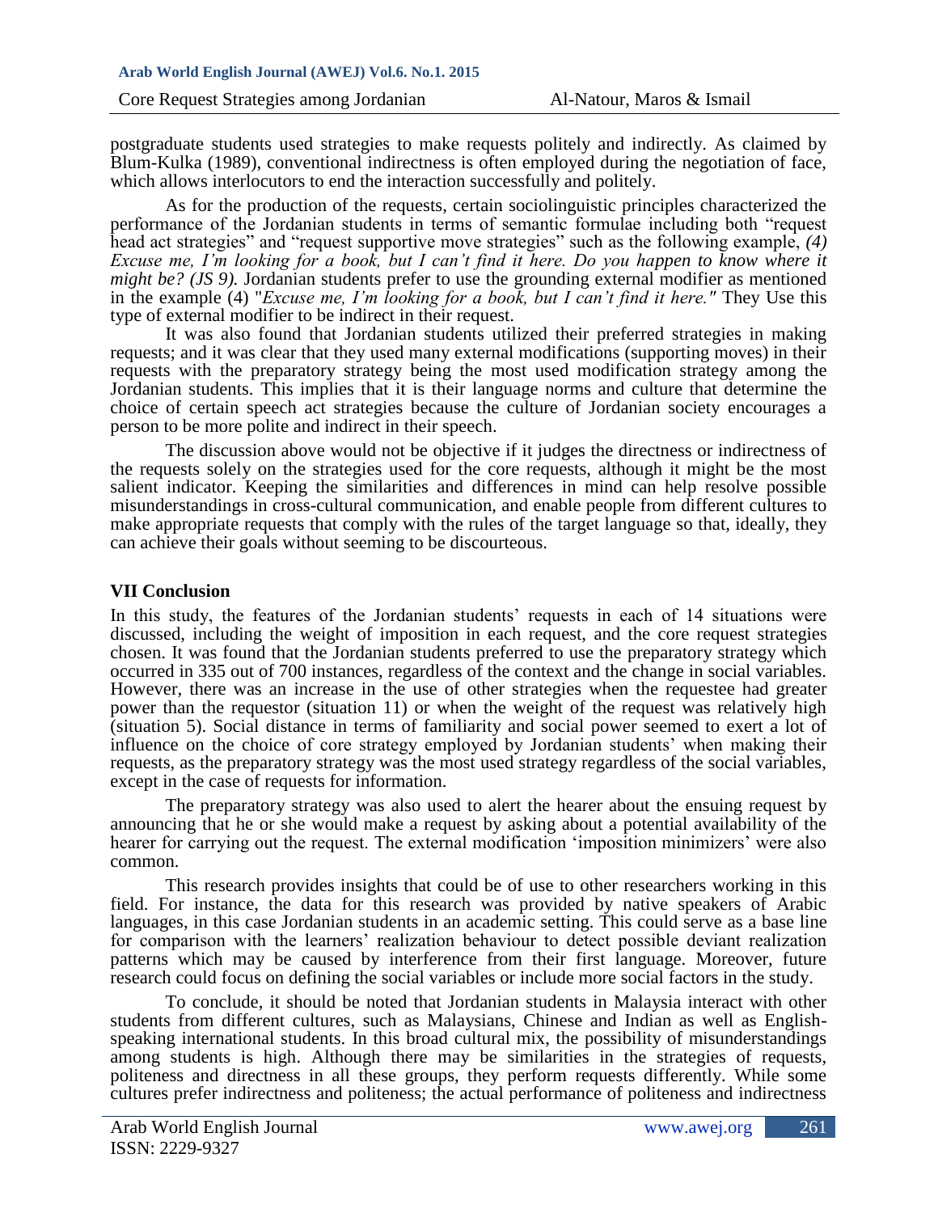postgraduate students used strategies to make requests politely and indirectly. As claimed by Blum-Kulka (1989), conventional indirectness is often employed during the negotiation of face, which allows interlocutors to end the interaction successfully and politely.

As for the production of the requests, certain sociolinguistic principles characterized the performance of the Jordanian students in terms of semantic formulae including both "request head act strategies" and "request supportive move strategies" such as the following example, *(4) Excuse me, I'm looking for a book, but I can't find it here. Do you happen to know where it might be? (JS 9).* Jordanian students prefer to use the grounding external modifier as mentioned in the example (4) "*Excuse me, I'm looking for a book, but I can't find it here."* They Use this type of external modifier to be indirect in their request.

It was also found that Jordanian students utilized their preferred strategies in making requests; and it was clear that they used many external modifications (supporting moves) in their requests with the preparatory strategy being the most used modification strategy among the Jordanian students. This implies that it is their language norms and culture that determine the choice of certain speech act strategies because the culture of Jordanian society encourages a person to be more polite and indirect in their speech.

The discussion above would not be objective if it judges the directness or indirectness of the requests solely on the strategies used for the core requests, although it might be the most salient indicator. Keeping the similarities and differences in mind can help resolve possible misunderstandings in cross-cultural communication, and enable people from different cultures to make appropriate requests that comply with the rules of the target language so that, ideally, they can achieve their goals without seeming to be discourteous.

## VII Conclusion

In this study, the features of the Jordanian students' requests in each of 14 situations were discussed, including the weight of imposition in each request, and the core request strategies chosen. It was found that the Jordanian students preferred to use the preparatory strategy which occurred in 335 out of 700 instances, regardless of the context and the change in social variables. However, there was an increase in the use of other strategies when the requestee had greater power than the requestor (situation 11) or when the weight of the request was relatively high (situation 5). Social distance in terms of familiarity and social power seemed to exert a lot of influence on the choice of core strategy employed by Jordanian students' when making their requests, as the preparatory strategy was the most used strategy regardless of the social variables, except in the case of requests for information.

The preparatory strategy was also used to alert the hearer about the ensuing request by announcing that he or she would make a request by asking about a potential availability of the hearer for carrying out the request. The external modification 'imposition minimizers' were also common.

This research provides insights that could be of use to other researchers working in this field. For instance, the data for this research was provided by native speakers of Arabic languages, in this case Jordanian students in an academic setting. This could serve as a base line for comparison with the learners' realization behaviour to detect possible deviant realization patterns which may be caused by interference from their first language. Moreover, future research could focus on defining the social variables or include more social factors in the study.

To conclude, it should be noted that Jordanian students in Malaysia interact with other students from different cultures, such as Malaysians, Chinese and Indian as well as English-speaking international students. In this broad cultural mix, the possibility of misunderstandings among students is high. Although there may be similarities in the strategies of requests, politeness and directness in all these groups, they perform requests differently. While some cultures prefer indirectness and politeness; the actual performance of politeness and indirectness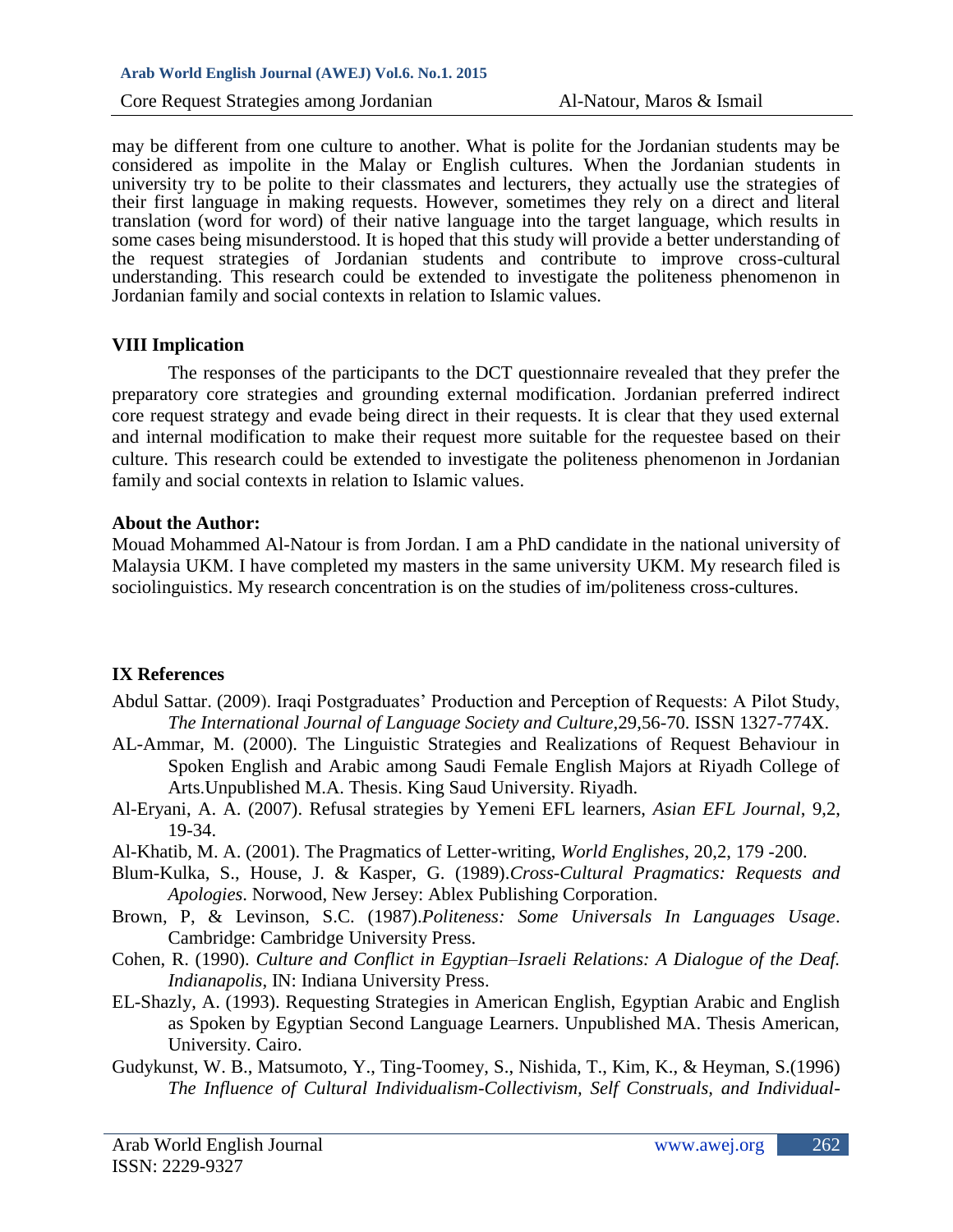may be different from one culture to another. What is polite for the Jordanian students may be considered as impolite in the Malay or English cultures. When the Jordanian students in university try to be polite to their classmates and lecturers, they actually use the strategies of their first language in making requests. However, sometimes they rely on a direct and literal translation (word for word) of their native language into the target language, which results in some cases being misunderstood. It is hoped that this study will provide a better understanding of the request strategies of Jordanian students and contribute to improve cross-cultural understanding. This research could be extended to investigate the politeness phenomenon in Jordanian family and social contexts in relation to Islamic values.

## VIII Implication

The responses of the participants to the DCT questionnaire revealed that they prefer the preparatory core strategies and grounding external modification. Jordanian preferred indirect core request strategy and evade being direct in their requests. It is clear that they used external and internal modification to make their request more suitable for the requestee based on their culture. This research could be extended to investigate the politeness phenomenon in Jordanian family and social contexts in relation to Islamic values.

**About the Author:**

Mouad Mohammed Al-Natour is from Jordan. I am a PhD candidate in the national university of Malaysia UKM. I have completed my masters in the same university UKM. My research filed is sociolinguistics. My research concentration is on the studies of im/politeness cross-cultures.

## IX References

Abdul Sattar. (2009). Iraqi Postgraduates' Production and Perception of Requests: A Pilot Study, *The International Journal of Language Society and Culture*,29,56-70. ISSN 1327-774X.

AL-Ammar, M. (2000). The Linguistic Strategies and Realizations of Request Behaviour in Spoken English and Arabic among Saudi Female English Majors at Riyadh College of Arts.Unpublished M.A. Thesis. King Saud University. Riyadh.

Al-Eryani, A. A. (2007). Refusal strategies by Yemeni EFL learners, *Asian EFL Journal*, 9,2, 19-34.

Al-Khatib, M. A. (2001). The Pragmatics of Letter-writing, *World Englishes*, 20,2, 179 -200.

Blum-Kulka, S., House, J. & Kasper, G. (1989).*Cross-Cultural Pragmatics: Requests and Apologies*. Norwood, New Jersey: Ablex Publishing Corporation.

Brown, P, & Levinson, S.C. (1987).*Politeness: Some Universals In Languages Usage*. Cambridge: Cambridge University Press.

Cohen, R. (1990). *Culture and Conflict in Egyptian–Israeli Relations: A Dialogue of the Deaf. Indianapolis*, IN: Indiana University Press.

EL-Shazly, A. (1993). Requesting Strategies in American English, Egyptian Arabic and English as Spoken by Egyptian Second Language Learners. Unpublished MA. Thesis American, University. Cairo.

Gudykunst, W. B., Matsumoto, Y., Ting-Toomey, S., Nishida, T., Kim, K., & Heyman, S.(1996) *The Influence of Cultural Individualism-Collectivism, Self Construals, and Individual-*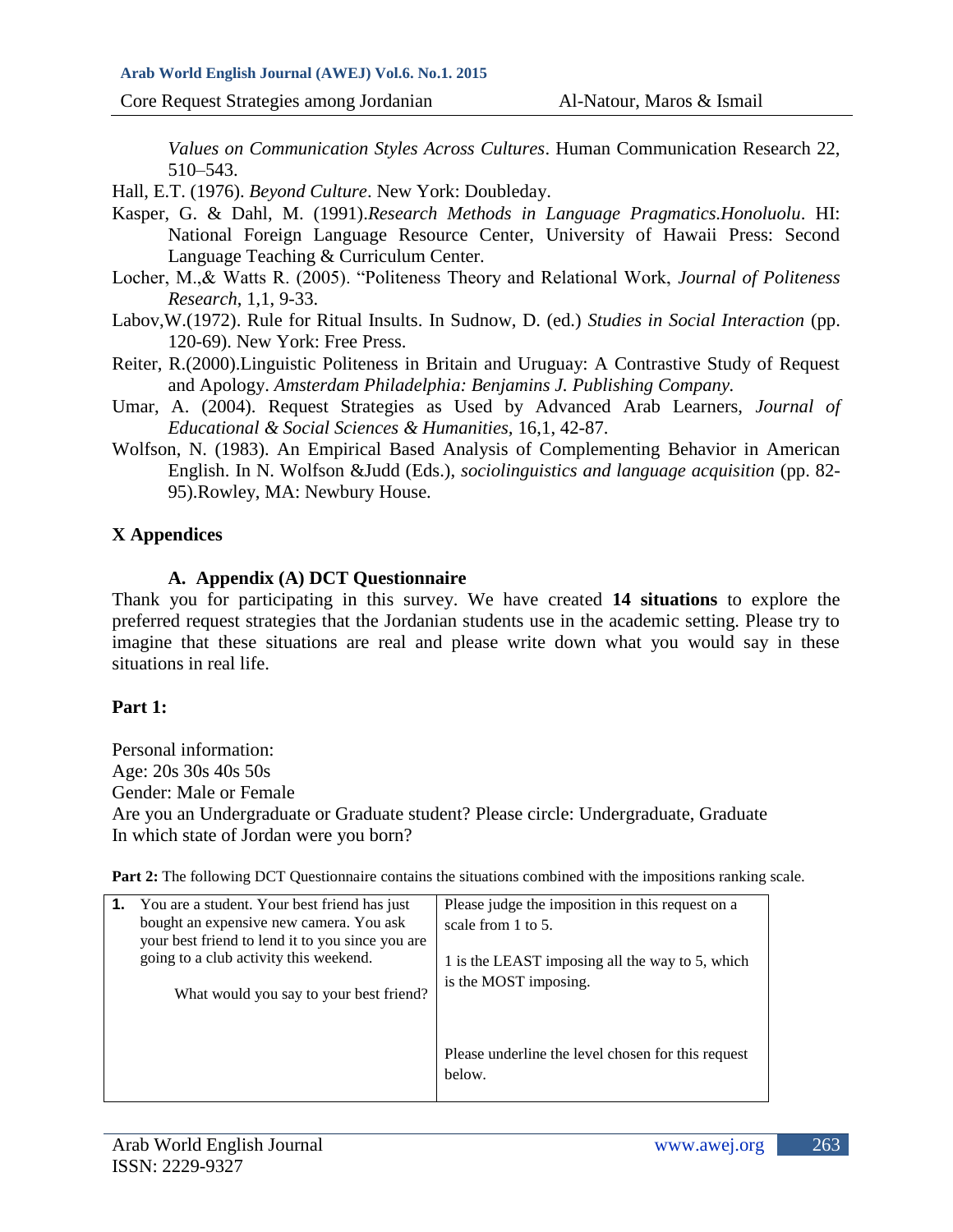*Values on Communication Styles Across Cultures*. Human Communication Research 22, 510–543.

Hall, E.T. (1976). *Beyond Culture*. New York: Doubleday.

Kasper, G. & Dahl, M. (1991).*Research Methods in Language Pragmatics.Honoluolu*. HI: National Foreign Language Resource Center, University of Hawaii Press: Second Language Teaching & Curriculum Center.

Locher, M.,& Watts R. (2005). "Politeness Theory and Relational Work, *Journal of Politeness Research*, 1,1, 9-33.

Labov,W.(1972). Rule for Ritual Insults. In Sudnow, D. (ed.) *Studies in Social Interaction* (pp. 120-69). New York: Free Press.

Reiter, R.(2000).Linguistic Politeness in Britain and Uruguay: A Contrastive Study of Request and Apology. *Amsterdam Philadelphia: Benjamins J. Publishing Company.*

Umar, A. (2004). Request Strategies as Used by Advanced Arab Learners, *Journal of Educational & Social Sciences & Humanities*, 16,1, 42-87.

Wolfson, N. (1983). An Empirical Based Analysis of Complementing Behavior in American English. In N. Wolfson &Judd (Eds.), *sociolinguistics and language acquisition* (pp. 82-95).Rowley, MA: Newbury House.

## X Appendices

### A. Appendix (A) DCT Questionnaire

Thank you for participating in this survey. We have created **14 situations** to explore the preferred request strategies that the Jordanian students use in the academic setting. Please try to imagine that these situations are real and please write down what you would say in these situations in real life.

**Part 1:**

Personal information:
Age: 20s 30s 40s 50s
Gender: Male or Female
Are you an Undergraduate or Graduate student? Please circle: Undergraduate, Graduate
In which state of Jordan were you born?

**Part 2:** The following DCT Questionnaire contains the situations combined with the impositions ranking scale.

| | |
|---|---|
| **1.** You are a student. Your best friend has just bought an expensive new camera. You ask your best friend to lend it to you since you are going to a club activity this weekend.<br><br>What would you say to your best friend? | Please judge the imposition in this request on a scale from 1 to 5.<br><br>1 is the LEAST imposing all the way to 5, which is the MOST imposing.<br><br>Please underline the level chosen for this request below. |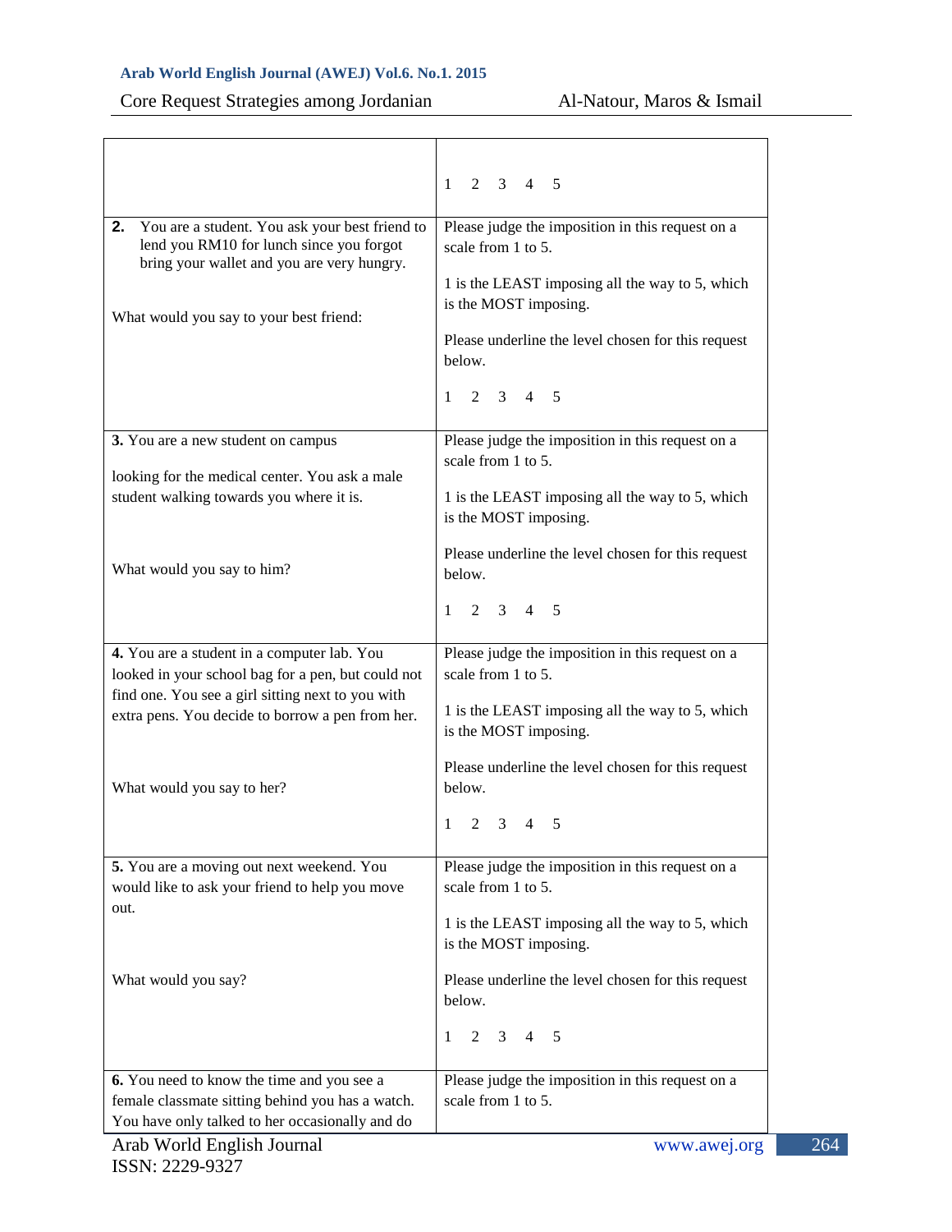| | |
|---|---|
| | 1 2 3 4 5 |
| **2.** You are a student. You ask your best friend to lend you RM10 for lunch since you forgot bring your wallet and you are very hungry.<br><br>What would you say to your best friend: | Please judge the imposition in this request on a scale from 1 to 5.<br><br>1 is the LEAST imposing all the way to 5, which is the MOST imposing.<br><br>Please underline the level chosen for this request below.<br><br>1 2 3 4 5 |
| **3.** You are a new student on campus<br><br>looking for the medical center. You ask a male student walking towards you where it is.<br><br>What would you say to him? | Please judge the imposition in this request on a scale from 1 to 5.<br><br>1 is the LEAST imposing all the way to 5, which is the MOST imposing.<br><br>Please underline the level chosen for this request below.<br><br>1 2 3 4 5 |
| **4.** You are a student in a computer lab. You looked in your school bag for a pen, but could not find one. You see a girl sitting next to you with extra pens. You decide to borrow a pen from her.<br><br>What would you say to her? | Please judge the imposition in this request on a scale from 1 to 5.<br><br>1 is the LEAST imposing all the way to 5, which is the MOST imposing.<br><br>Please underline the level chosen for this request below.<br><br>1 2 3 4 5 |
| **5.** You are a moving out next weekend. You would like to ask your friend to help you move out.<br><br>What would you say? | Please judge the imposition in this request on a scale from 1 to 5.<br><br>1 is the LEAST imposing all the way to 5, which is the MOST imposing.<br><br>Please underline the level chosen for this request below.<br><br>1 2 3 4 5 |
| **6.** You need to know the time and you see a female classmate sitting behind you has a watch. You have only talked to her occasionally and do | Please judge the imposition in this request on a scale from 1 to 5. |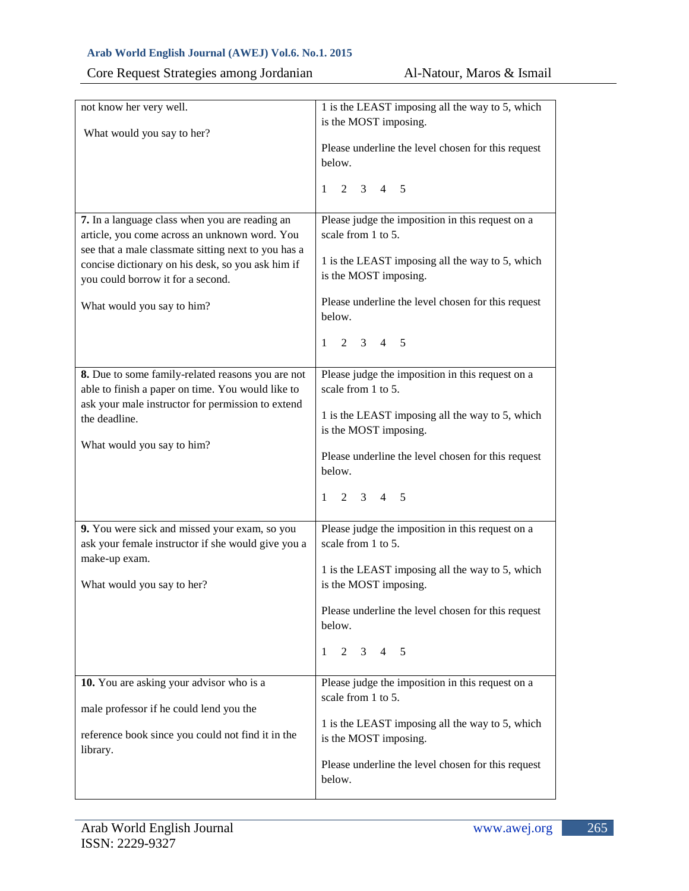| | |
|---|---|
| not know her very well.<br><br>What would you say to her? | 1 is the LEAST imposing all the way to 5, which is the MOST imposing.<br><br>Please underline the level chosen for this request below.<br><br>1 2 3 4 5 |
| **7.** In a language class when you are reading an article, you come across an unknown word. You see that a male classmate sitting next to you has a concise dictionary on his desk, so you ask him if you could borrow it for a second.<br><br>What would you say to him? | Please judge the imposition in this request on a scale from 1 to 5.<br><br>1 is the LEAST imposing all the way to 5, which is the MOST imposing.<br><br>Please underline the level chosen for this request below.<br><br>1 2 3 4 5 |
| **8.** Due to some family-related reasons you are not able to finish a paper on time. You would like to ask your male instructor for permission to extend the deadline.<br><br>What would you say to him? | Please judge the imposition in this request on a scale from 1 to 5.<br><br>1 is the LEAST imposing all the way to 5, which is the MOST imposing.<br><br>Please underline the level chosen for this request below.<br><br>1 2 3 4 5 |
| **9.** You were sick and missed your exam, so you ask your female instructor if she would give you a make-up exam.<br><br>What would you say to her? | Please judge the imposition in this request on a scale from 1 to 5.<br><br>1 is the LEAST imposing all the way to 5, which is the MOST imposing.<br><br>Please underline the level chosen for this request below.<br><br>1 2 3 4 5 |
| **10.** You are asking your advisor who is a<br><br>male professor if he could lend you the<br><br>reference book since you could not find it in the library. | Please judge the imposition in this request on a scale from 1 to 5.<br><br>1 is the LEAST imposing all the way to 5, which is the MOST imposing.<br><br>Please underline the level chosen for this request below. |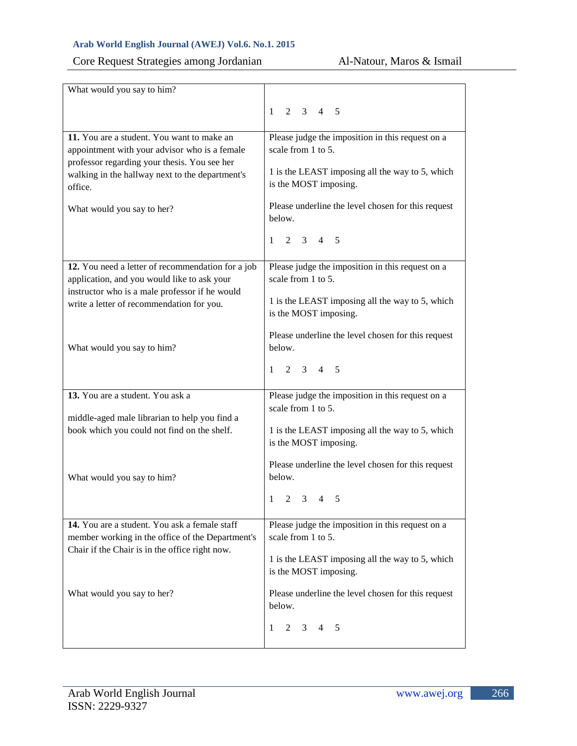| | |
|---|---|
| What would you say to him? | 1 2 3 4 5 |
| **11.** You are a student. You want to make an appointment with your advisor who is a female professor regarding your thesis. You see her walking in the hallway next to the department's office.<br><br>What would you say to her? | Please judge the imposition in this request on a scale from 1 to 5.<br><br>1 is the LEAST imposing all the way to 5, which is the MOST imposing.<br><br>Please underline the level chosen for this request below.<br><br>1 2 3 4 5 |
| **12.** You need a letter of recommendation for a job application, and you would like to ask your instructor who is a male professor if he would write a letter of recommendation for you.<br><br>What would you say to him? | Please judge the imposition in this request on a scale from 1 to 5.<br><br>1 is the LEAST imposing all the way to 5, which is the MOST imposing.<br><br>Please underline the level chosen for this request below.<br><br>1 2 3 4 5 |
| **13.** You are a student. You ask a<br><br>middle-aged male librarian to help you find a book which you could not find on the shelf.<br><br>What would you say to him? | Please judge the imposition in this request on a scale from 1 to 5.<br><br>1 is the LEAST imposing all the way to 5, which is the MOST imposing.<br><br>Please underline the level chosen for this request below.<br><br>1 2 3 4 5 |
| **14.** You are a student. You ask a female staff member working in the office of the Department's Chair if the Chair is in the office right now.<br><br>What would you say to her? | Please judge the imposition in this request on a scale from 1 to 5.<br><br>1 is the LEAST imposing all the way to 5, which is the MOST imposing.<br><br>Please underline the level chosen for this request below.<br><br>1 2 3 4 5 |